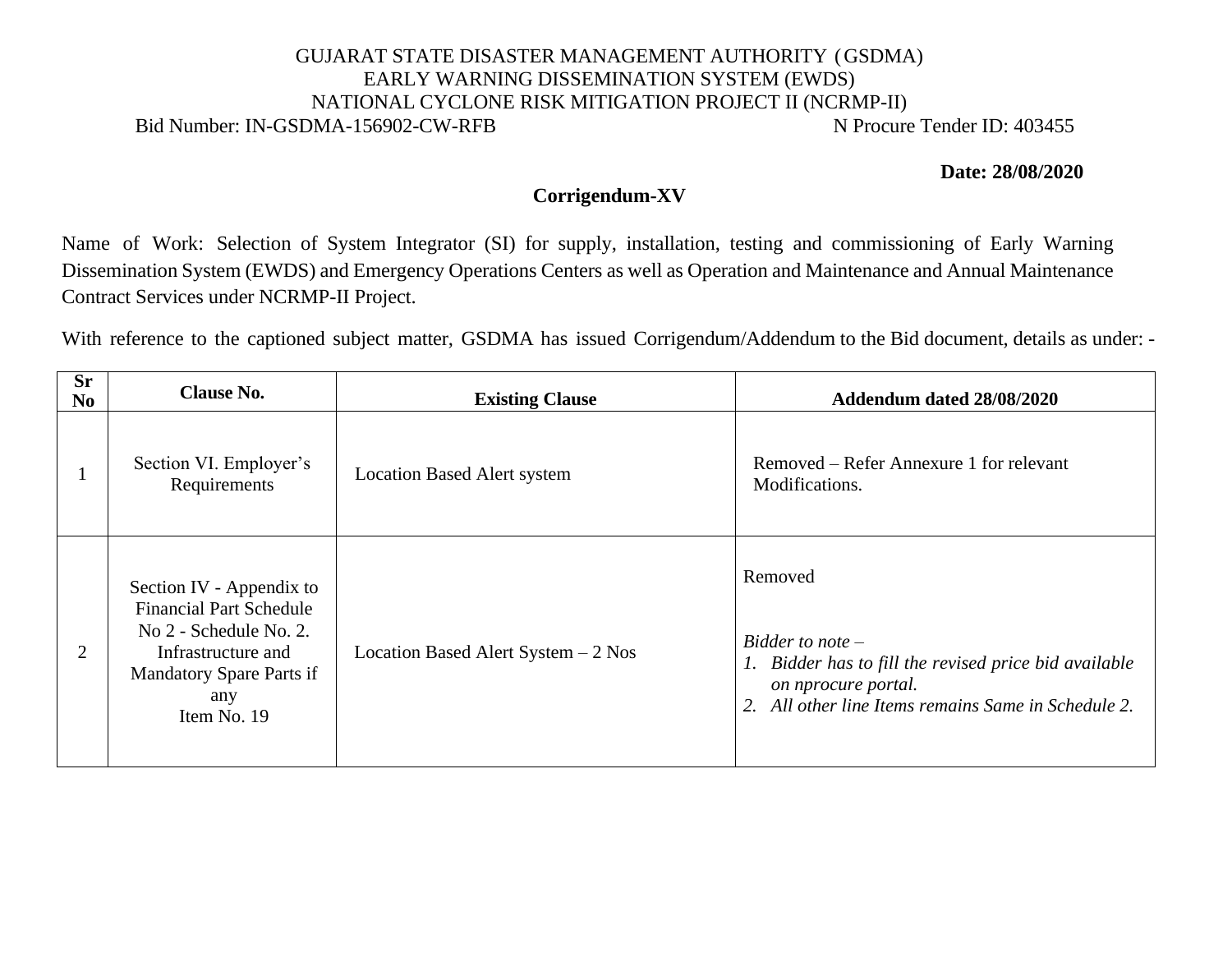GUJARAT STATE DISASTER MANAGEMENT AUTHORITY (GSDMA)
EARLY WARNING DISSEMINATION SYSTEM (EWDS)
NATIONAL CYCLONE RISK MITIGATION PROJECT II (NCRMP-II)

Bid Number: IN-GSDMA-156902-CW-RFB N Procure Tender ID: 403455

**Date: 28/08/2020**

## Corrigendum-XV

Name of Work: Selection of System Integrator (SI) for supply, installation, testing and commissioning of Early Warning Dissemination System (EWDS) and Emergency Operations Centers as well as Operation and Maintenance and Annual Maintenance Contract Services under NCRMP-II Project.

With reference to the captioned subject matter, GSDMA has issued Corrigendum/Addendum to the Bid document, details as under: -

| Sr No | Clause No. | Existing Clause | Addendum dated 28/08/2020 |
|---|---|---|---|
| 1 | Section VI. Employer's Requirements | Location Based Alert system | Removed – Refer Annexure 1 for relevant Modifications. |
| 2 | Section IV - Appendix to Financial Part Schedule No 2 - Schedule No. 2. Infrastructure and Mandatory Spare Parts if any<br>Item No. 19 | Location Based Alert System – 2 Nos | Removed<br><br>*Bidder to note –*<br>*1. Bidder has to fill the revised price bid available on nprocure portal.*<br>*2. All other line Items remains Same in Schedule 2.* |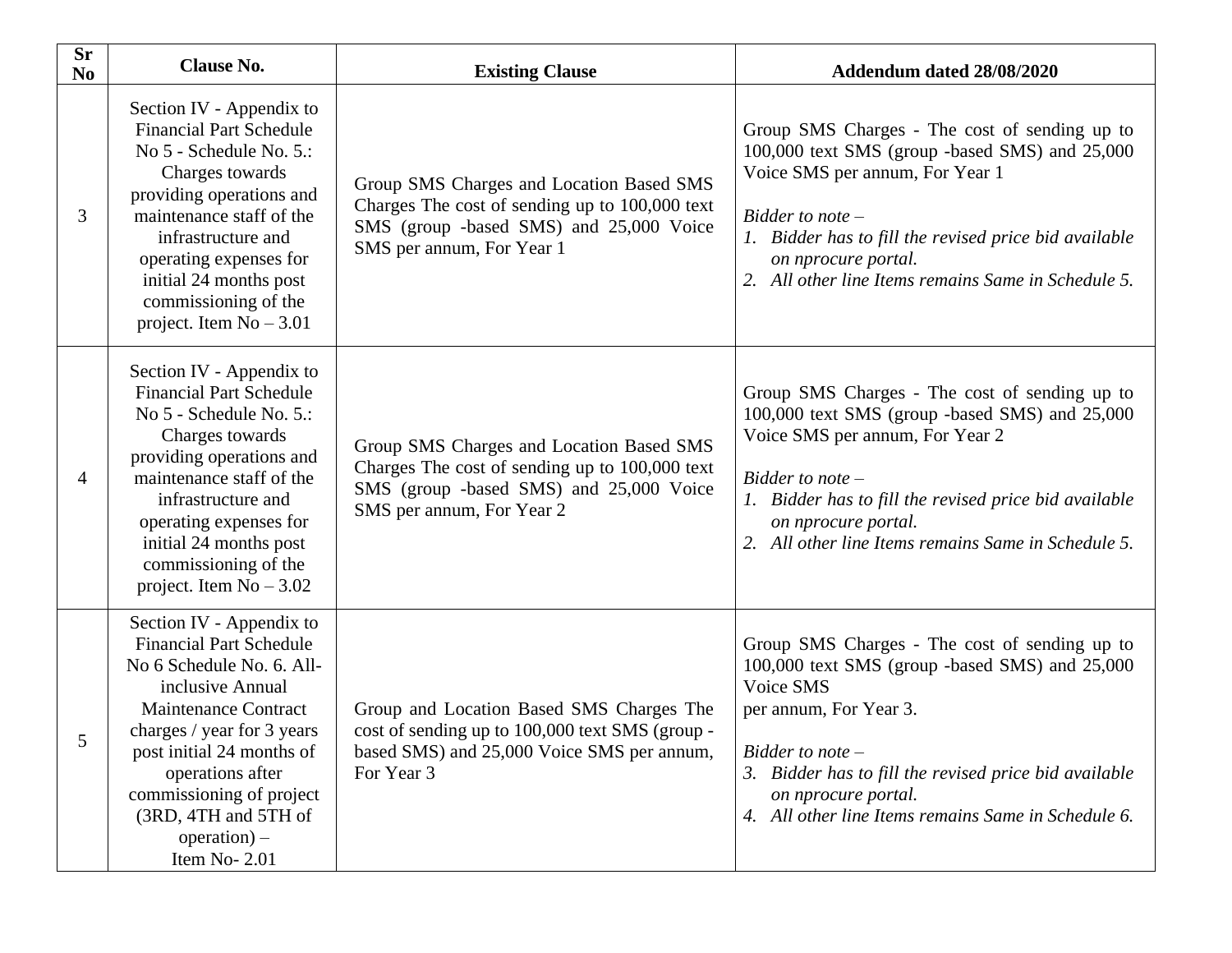| Sr No | Clause No. | Existing Clause | Addendum dated 28/08/2020 |
|---|---|---|---|
| 3 | Section IV - Appendix to Financial Part Schedule No 5 - Schedule No. 5.: Charges towards providing operations and maintenance staff of the infrastructure and operating expenses for initial 24 months post commissioning of the project. Item No – 3.01 | Group SMS Charges and Location Based SMS Charges The cost of sending up to 100,000 text SMS (group -based SMS) and 25,000 Voice SMS per annum, For Year 1 | Group SMS Charges - The cost of sending up to 100,000 text SMS (group -based SMS) and 25,000 Voice SMS per annum, For Year 1<br><br>*Bidder to note –*<br>*1. Bidder has to fill the revised price bid available on nprocure portal.*<br>*2. All other line Items remains Same in Schedule 5.* |
| 4 | Section IV - Appendix to Financial Part Schedule No 5 - Schedule No. 5.: Charges towards providing operations and maintenance staff of the infrastructure and operating expenses for initial 24 months post commissioning of the project. Item No – 3.02 | Group SMS Charges and Location Based SMS Charges The cost of sending up to 100,000 text SMS (group -based SMS) and 25,000 Voice SMS per annum, For Year 2 | Group SMS Charges - The cost of sending up to 100,000 text SMS (group -based SMS) and 25,000 Voice SMS per annum, For Year 2<br><br>*Bidder to note –*<br>*1. Bidder has to fill the revised price bid available on nprocure portal.*<br>*2. All other line Items remains Same in Schedule 5.* |
| 5 | Section IV - Appendix to Financial Part Schedule No 6 Schedule No. 6. All-inclusive Annual Maintenance Contract charges / year for 3 years post initial 24 months of operations after commissioning of project (3RD, 4TH and 5TH of operation) – Item No- 2.01 | Group and Location Based SMS Charges The cost of sending up to 100,000 text SMS (group -based SMS) and 25,000 Voice SMS per annum, For Year 3 | Group SMS Charges - The cost of sending up to 100,000 text SMS (group -based SMS) and 25,000 Voice SMS per annum, For Year 3.<br><br>*Bidder to note –*<br>*3. Bidder has to fill the revised price bid available on nprocure portal.*<br>*4. All other line Items remains Same in Schedule 6.* |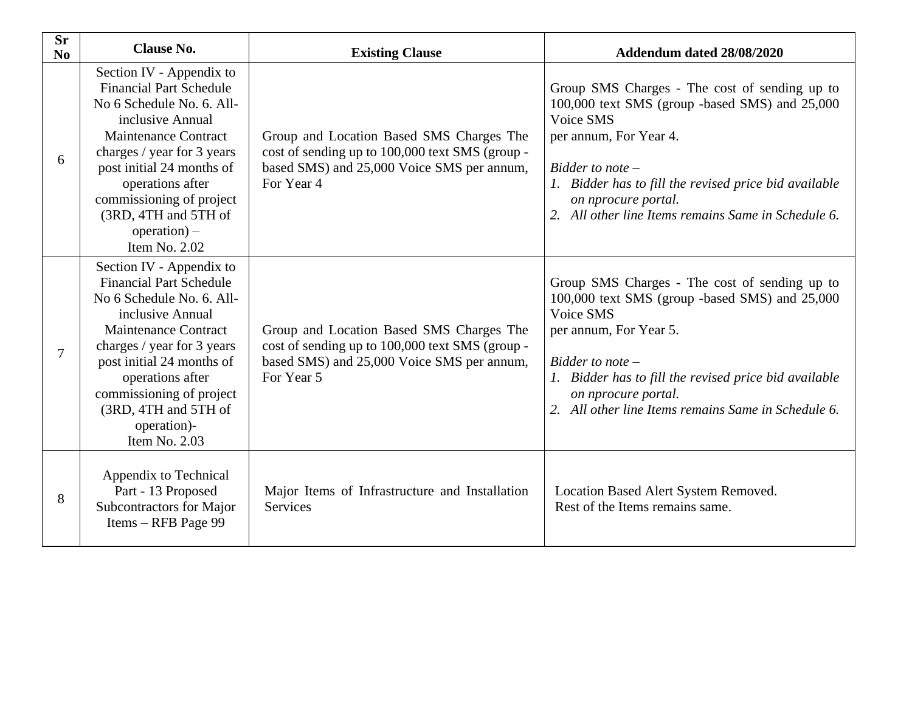| Sr No | Clause No. | Existing Clause | Addendum dated 28/08/2020 |
|---|---|---|---|
| 6 | Section IV - Appendix to Financial Part Schedule No 6 Schedule No. 6. All-inclusive Annual Maintenance Contract charges / year for 3 years post initial 24 months of operations after commissioning of project (3RD, 4TH and 5TH of operation) – Item No. 2.02 | Group and Location Based SMS Charges The cost of sending up to 100,000 text SMS (group -based SMS) and 25,000 Voice SMS per annum, For Year 4 | Group SMS Charges - The cost of sending up to 100,000 text SMS (group -based SMS) and 25,000 Voice SMS per annum, For Year 4.<br><br>*Bidder to note –*<br>*1. Bidder has to fill the revised price bid available on nprocure portal.*<br>*2. All other line Items remains Same in Schedule 6.* |
| 7 | Section IV - Appendix to Financial Part Schedule No 6 Schedule No. 6. All-inclusive Annual Maintenance Contract charges / year for 3 years post initial 24 months of operations after commissioning of project (3RD, 4TH and 5TH of operation)- Item No. 2.03 | Group and Location Based SMS Charges The cost of sending up to 100,000 text SMS (group -based SMS) and 25,000 Voice SMS per annum, For Year 5 | Group SMS Charges - The cost of sending up to 100,000 text SMS (group -based SMS) and 25,000 Voice SMS per annum, For Year 5.<br><br>*Bidder to note –*<br>*1. Bidder has to fill the revised price bid available on nprocure portal.*<br>*2. All other line Items remains Same in Schedule 6.* |
| 8 | Appendix to Technical Part - 13 Proposed Subcontractors for Major Items – RFB Page 99 | Major Items of Infrastructure and Installation Services | Location Based Alert System Removed.<br>Rest of the Items remains same. |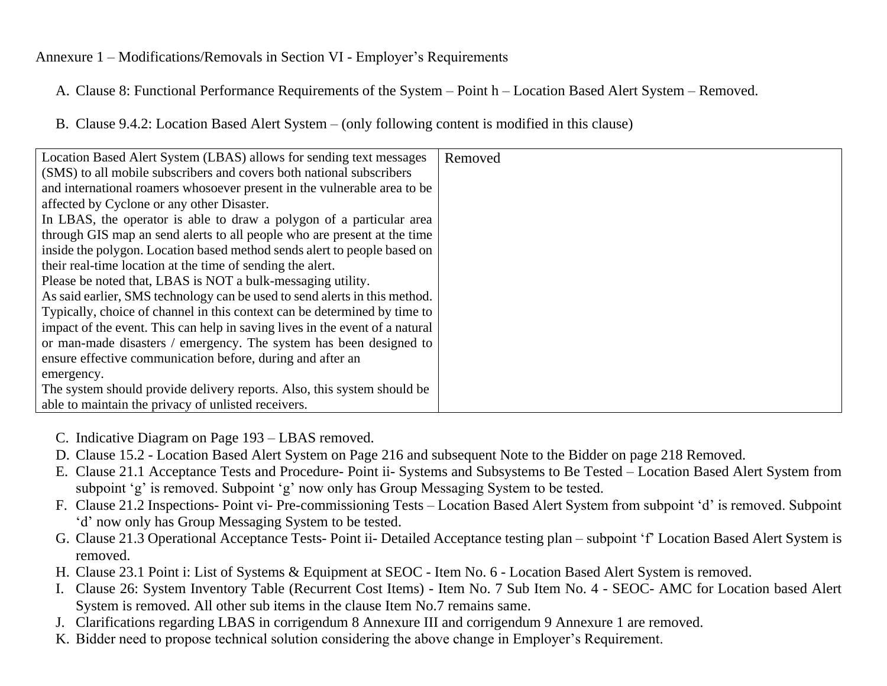Annexure 1 – Modifications/Removals in Section VI - Employer's Requirements

A. Clause 8: Functional Performance Requirements of the System – Point h – Location Based Alert System – Removed.

B. Clause 9.4.2: Location Based Alert System – (only following content is modified in this clause)

| | |
|---|---|
| Location Based Alert System (LBAS) allows for sending text messages (SMS) to all mobile subscribers and covers both national subscribers and international roamers whosoever present in the vulnerable area to be affected by Cyclone or any other Disaster.<br>In LBAS, the operator is able to draw a polygon of a particular area through GIS map an send alerts to all people who are present at the time inside the polygon. Location based method sends alert to people based on their real-time location at the time of sending the alert.<br>Please be noted that, LBAS is NOT a bulk-messaging utility.<br>As said earlier, SMS technology can be used to send alerts in this method. Typically, choice of channel in this context can be determined by time to impact of the event. This can help in saving lives in the event of a natural or man-made disasters / emergency. The system has been designed to ensure effective communication before, during and after an emergency.<br>The system should provide delivery reports. Also, this system should be able to maintain the privacy of unlisted receivers. | Removed |

C. Indicative Diagram on Page 193 – LBAS removed.
D. Clause 15.2 - Location Based Alert System on Page 216 and subsequent Note to the Bidder on page 218 Removed.
E. Clause 21.1 Acceptance Tests and Procedure- Point ii- Systems and Subsystems to Be Tested – Location Based Alert System from subpoint 'g' is removed. Subpoint 'g' now only has Group Messaging System to be tested.
F. Clause 21.2 Inspections- Point vi- Pre-commissioning Tests – Location Based Alert System from subpoint 'd' is removed. Subpoint 'd' now only has Group Messaging System to be tested.
G. Clause 21.3 Operational Acceptance Tests- Point ii- Detailed Acceptance testing plan – subpoint 'f' Location Based Alert System is removed.
H. Clause 23.1 Point i: List of Systems & Equipment at SEOC - Item No. 6 - Location Based Alert System is removed.
I. Clause 26: System Inventory Table (Recurrent Cost Items) - Item No. 7 Sub Item No. 4 - SEOC- AMC for Location based Alert System is removed. All other sub items in the clause Item No.7 remains same.
J. Clarifications regarding LBAS in corrigendum 8 Annexure III and corrigendum 9 Annexure 1 are removed.
K. Bidder need to propose technical solution considering the above change in Employer's Requirement.